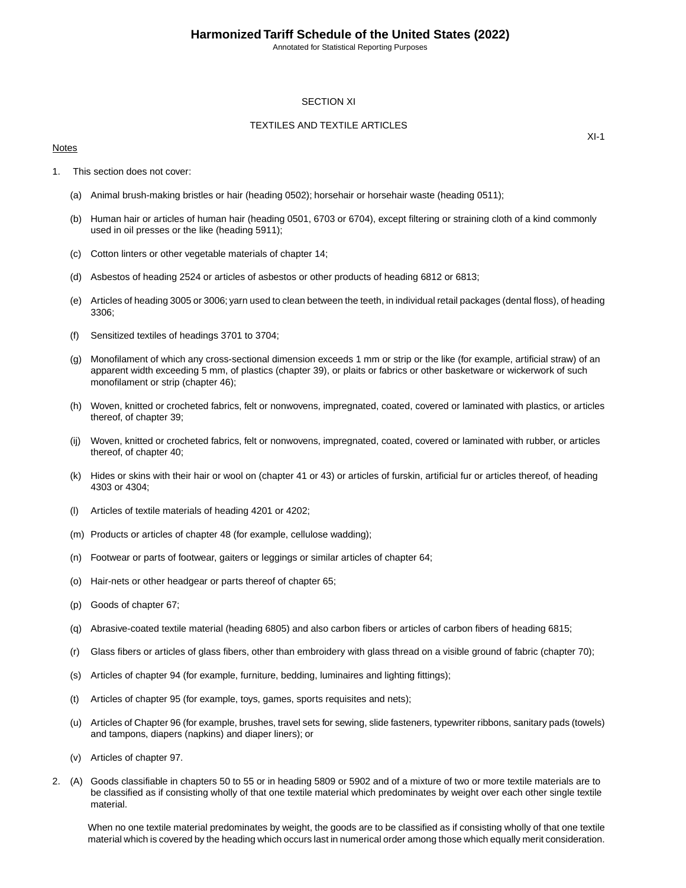# Harmonized Tariff Schedule of the United States (2022)

Annotated for Statistical Reporting Purposes

## SECTION XI

## TEXTILES AND TEXTILE ARTICLES

Notes

1. This section does not cover:

   (a) Animal brush-making bristles or hair (heading 0502); horsehair or horsehair waste (heading 0511);

   (b) Human hair or articles of human hair (heading 0501, 6703 or 6704), except filtering or straining cloth of a kind commonly used in oil presses or the like (heading 5911);

   (c) Cotton linters or other vegetable materials of chapter 14;

   (d) Asbestos of heading 2524 or articles of asbestos or other products of heading 6812 or 6813;

   (e) Articles of heading 3005 or 3006; yarn used to clean between the teeth, in individual retail packages (dental floss), of heading 3306;

   (f) Sensitized textiles of headings 3701 to 3704;

   (g) Monofilament of which any cross-sectional dimension exceeds 1 mm or strip or the like (for example, artificial straw) of an apparent width exceeding 5 mm, of plastics (chapter 39), or plaits or fabrics or other basketware or wickerwork of such monofilament or strip (chapter 46);

   (h) Woven, knitted or crocheted fabrics, felt or nonwovens, impregnated, coated, covered or laminated with plastics, or articles thereof, of chapter 39;

   (ij) Woven, knitted or crocheted fabrics, felt or nonwovens, impregnated, coated, covered or laminated with rubber, or articles thereof, of chapter 40;

   (k) Hides or skins with their hair or wool on (chapter 41 or 43) or articles of furskin, artificial fur or articles thereof, of heading 4303 or 4304;

   (l) Articles of textile materials of heading 4201 or 4202;

   (m) Products or articles of chapter 48 (for example, cellulose wadding);

   (n) Footwear or parts of footwear, gaiters or leggings or similar articles of chapter 64;

   (o) Hair-nets or other headgear or parts thereof of chapter 65;

   (p) Goods of chapter 67;

   (q) Abrasive-coated textile material (heading 6805) and also carbon fibers or articles of carbon fibers of heading 6815;

   (r) Glass fibers or articles of glass fibers, other than embroidery with glass thread on a visible ground of fabric (chapter 70);

   (s) Articles of chapter 94 (for example, furniture, bedding, luminaires and lighting fittings);

   (t) Articles of chapter 95 (for example, toys, games, sports requisites and nets);

   (u) Articles of Chapter 96 (for example, brushes, travel sets for sewing, slide fasteners, typewriter ribbons, sanitary pads (towels) and tampons, diapers (napkins) and diaper liners); or

   (v) Articles of chapter 97.

2. (A) Goods classifiable in chapters 50 to 55 or in heading 5809 or 5902 and of a mixture of two or more textile materials are to be classified as if consisting wholly of that one textile material which predominates by weight over each other single textile material.

   When no one textile material predominates by weight, the goods are to be classified as if consisting wholly of that one textile material which is covered by the heading which occurs last in numerical order among those which equally merit consideration.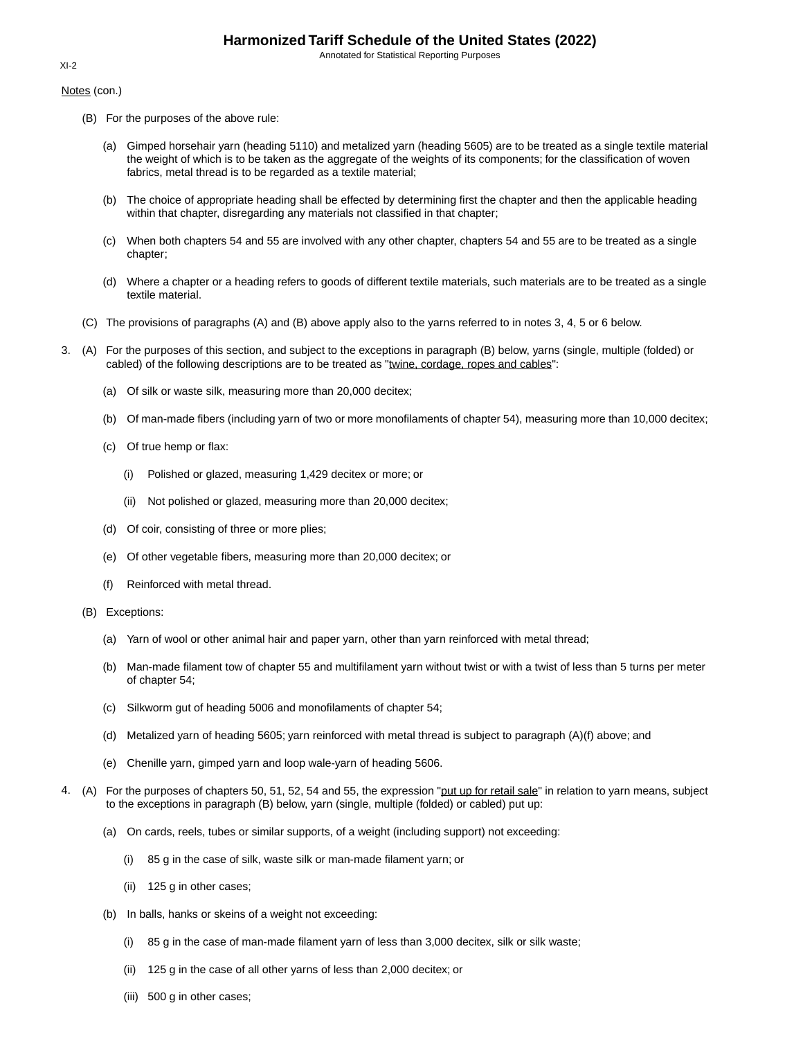Notes (con.)

(B) For the purposes of the above rule:

(a) Gimped horsehair yarn (heading 5110) and metalized yarn (heading 5605) are to be treated as a single textile material the weight of which is to be taken as the aggregate of the weights of its components; for the classification of woven fabrics, metal thread is to be regarded as a textile material;

(b) The choice of appropriate heading shall be effected by determining first the chapter and then the applicable heading within that chapter, disregarding any materials not classified in that chapter;

(c) When both chapters 54 and 55 are involved with any other chapter, chapters 54 and 55 are to be treated as a single chapter;

(d) Where a chapter or a heading refers to goods of different textile materials, such materials are to be treated as a single textile material.

(C) The provisions of paragraphs (A) and (B) above apply also to the yarns referred to in notes 3, 4, 5 or 6 below.

3. (A) For the purposes of this section, and subject to the exceptions in paragraph (B) below, yarns (single, multiple (folded) or cabled) of the following descriptions are to be treated as "twine, cordage, ropes and cables":

(a) Of silk or waste silk, measuring more than 20,000 decitex;

(b) Of man-made fibers (including yarn of two or more monofilaments of chapter 54), measuring more than 10,000 decitex;

(c) Of true hemp or flax:

(i) Polished or glazed, measuring 1,429 decitex or more; or

(ii) Not polished or glazed, measuring more than 20,000 decitex;

(d) Of coir, consisting of three or more plies;

(e) Of other vegetable fibers, measuring more than 20,000 decitex; or

(f) Reinforced with metal thread.

(B) Exceptions:

(a) Yarn of wool or other animal hair and paper yarn, other than yarn reinforced with metal thread;

(b) Man-made filament tow of chapter 55 and multifilament yarn without twist or with a twist of less than 5 turns per meter of chapter 54;

(c) Silkworm gut of heading 5006 and monofilaments of chapter 54;

(d) Metalized yarn of heading 5605; yarn reinforced with metal thread is subject to paragraph (A)(f) above; and

(e) Chenille yarn, gimped yarn and loop wale-yarn of heading 5606.

4. (A) For the purposes of chapters 50, 51, 52, 54 and 55, the expression "put up for retail sale" in relation to yarn means, subject to the exceptions in paragraph (B) below, yarn (single, multiple (folded) or cabled) put up:

(a) On cards, reels, tubes or similar supports, of a weight (including support) not exceeding:

(i) 85 g in the case of silk, waste silk or man-made filament yarn; or

(ii) 125 g in other cases;

(b) In balls, hanks or skeins of a weight not exceeding:

(i) 85 g in the case of man-made filament yarn of less than 3,000 decitex, silk or silk waste;

(ii) 125 g in the case of all other yarns of less than 2,000 decitex; or

(iii) 500 g in other cases;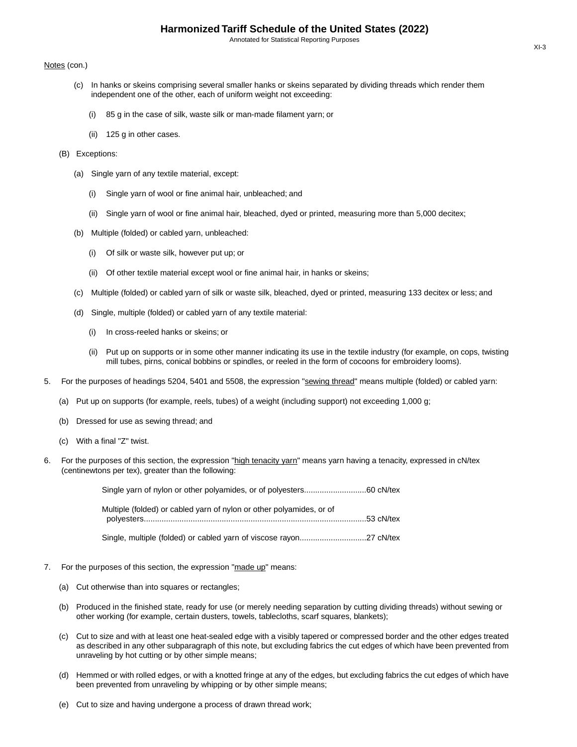Notes (con.)

(c) In hanks or skeins comprising several smaller hanks or skeins separated by dividing threads which render them independent one of the other, each of uniform weight not exceeding:

(i) 85 g in the case of silk, waste silk or man-made filament yarn; or

(ii) 125 g in other cases.

(B) Exceptions:

(a) Single yarn of any textile material, except:

(i) Single yarn of wool or fine animal hair, unbleached; and

(ii) Single yarn of wool or fine animal hair, bleached, dyed or printed, measuring more than 5,000 decitex;

(b) Multiple (folded) or cabled yarn, unbleached:

(i) Of silk or waste silk, however put up; or

(ii) Of other textile material except wool or fine animal hair, in hanks or skeins;

(c) Multiple (folded) or cabled yarn of silk or waste silk, bleached, dyed or printed, measuring 133 decitex or less; and

(d) Single, multiple (folded) or cabled yarn of any textile material:

(i) In cross-reeled hanks or skeins; or

(ii) Put up on supports or in some other manner indicating its use in the textile industry (for example, on cops, twisting mill tubes, pirns, conical bobbins or spindles, or reeled in the form of cocoons for embroidery looms).

5. For the purposes of headings 5204, 5401 and 5508, the expression "sewing thread" means multiple (folded) or cabled yarn:

(a) Put up on supports (for example, reels, tubes) of a weight (including support) not exceeding 1,000 g;

(b) Dressed for use as sewing thread; and

(c) With a final "Z" twist.

6. For the purposes of this section, the expression "high tenacity yarn" means yarn having a tenacity, expressed in cN/tex (centinewtons per tex), greater than the following:

Single yarn of nylon or other polyamides, or of polyesters............................60 cN/tex

Multiple (folded) or cabled yarn of nylon or other polyamides, or of polyesters....................................................................................................53 cN/tex

Single, multiple (folded) or cabled yarn of viscose rayon..............................27 cN/tex

7. For the purposes of this section, the expression "made up" means:

(a) Cut otherwise than into squares or rectangles;

(b) Produced in the finished state, ready for use (or merely needing separation by cutting dividing threads) without sewing or other working (for example, certain dusters, towels, tablecloths, scarf squares, blankets);

(c) Cut to size and with at least one heat-sealed edge with a visibly tapered or compressed border and the other edges treated as described in any other subparagraph of this note, but excluding fabrics the cut edges of which have been prevented from unraveling by hot cutting or by other simple means;

(d) Hemmed or with rolled edges, or with a knotted fringe at any of the edges, but excluding fabrics the cut edges of which have been prevented from unraveling by whipping or by other simple means;

(e) Cut to size and having undergone a process of drawn thread work;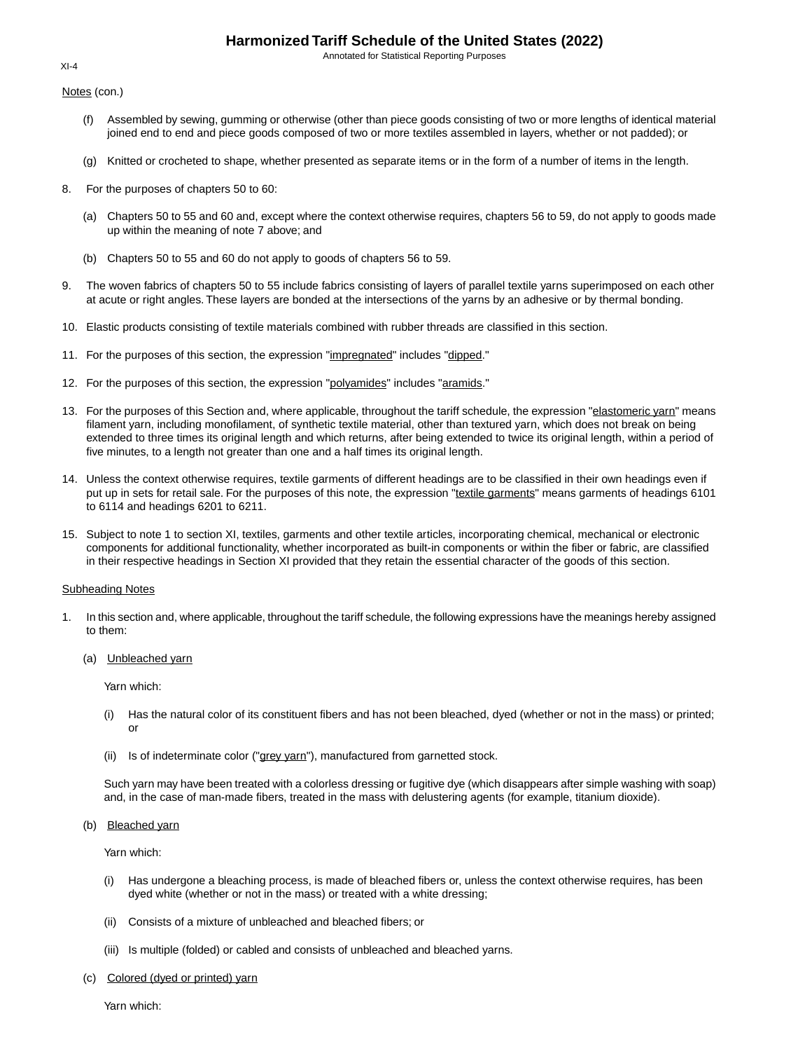Notes (con.)

(f) Assembled by sewing, gumming or otherwise (other than piece goods consisting of two or more lengths of identical material joined end to end and piece goods composed of two or more textiles assembled in layers, whether or not padded); or

(g) Knitted or crocheted to shape, whether presented as separate items or in the form of a number of items in the length.

8. For the purposes of chapters 50 to 60:

   (a) Chapters 50 to 55 and 60 and, except where the context otherwise requires, chapters 56 to 59, do not apply to goods made up within the meaning of note 7 above; and

   (b) Chapters 50 to 55 and 60 do not apply to goods of chapters 56 to 59.

9. The woven fabrics of chapters 50 to 55 include fabrics consisting of layers of parallel textile yarns superimposed on each other at acute or right angles. These layers are bonded at the intersections of the yarns by an adhesive or by thermal bonding.

10. Elastic products consisting of textile materials combined with rubber threads are classified in this section.

11. For the purposes of this section, the expression "impregnated" includes "dipped."

12. For the purposes of this section, the expression "polyamides" includes "aramids."

13. For the purposes of this Section and, where applicable, throughout the tariff schedule, the expression "elastomeric yarn" means filament yarn, including monofilament, of synthetic textile material, other than textured yarn, which does not break on being extended to three times its original length and which returns, after being extended to twice its original length, within a period of five minutes, to a length not greater than one and a half times its original length.

14. Unless the context otherwise requires, textile garments of different headings are to be classified in their own headings even if put up in sets for retail sale. For the purposes of this note, the expression "textile garments" means garments of headings 6101 to 6114 and headings 6201 to 6211.

15. Subject to note 1 to section XI, textiles, garments and other textile articles, incorporating chemical, mechanical or electronic components for additional functionality, whether incorporated as built-in components or within the fiber or fabric, are classified in their respective headings in Section XI provided that they retain the essential character of the goods of this section.

Subheading Notes

1. In this section and, where applicable, throughout the tariff schedule, the following expressions have the meanings hereby assigned to them:

   (a) Unbleached yarn

   Yarn which:

   (i) Has the natural color of its constituent fibers and has not been bleached, dyed (whether or not in the mass) or printed; or

   (ii) Is of indeterminate color ("grey yarn"), manufactured from garnetted stock.

   Such yarn may have been treated with a colorless dressing or fugitive dye (which disappears after simple washing with soap) and, in the case of man-made fibers, treated in the mass with delustering agents (for example, titanium dioxide).

   (b) Bleached yarn

   Yarn which:

   (i) Has undergone a bleaching process, is made of bleached fibers or, unless the context otherwise requires, has been dyed white (whether or not in the mass) or treated with a white dressing;

   (ii) Consists of a mixture of unbleached and bleached fibers; or

   (iii) Is multiple (folded) or cabled and consists of unbleached and bleached yarns.

   (c) Colored (dyed or printed) yarn

   Yarn which: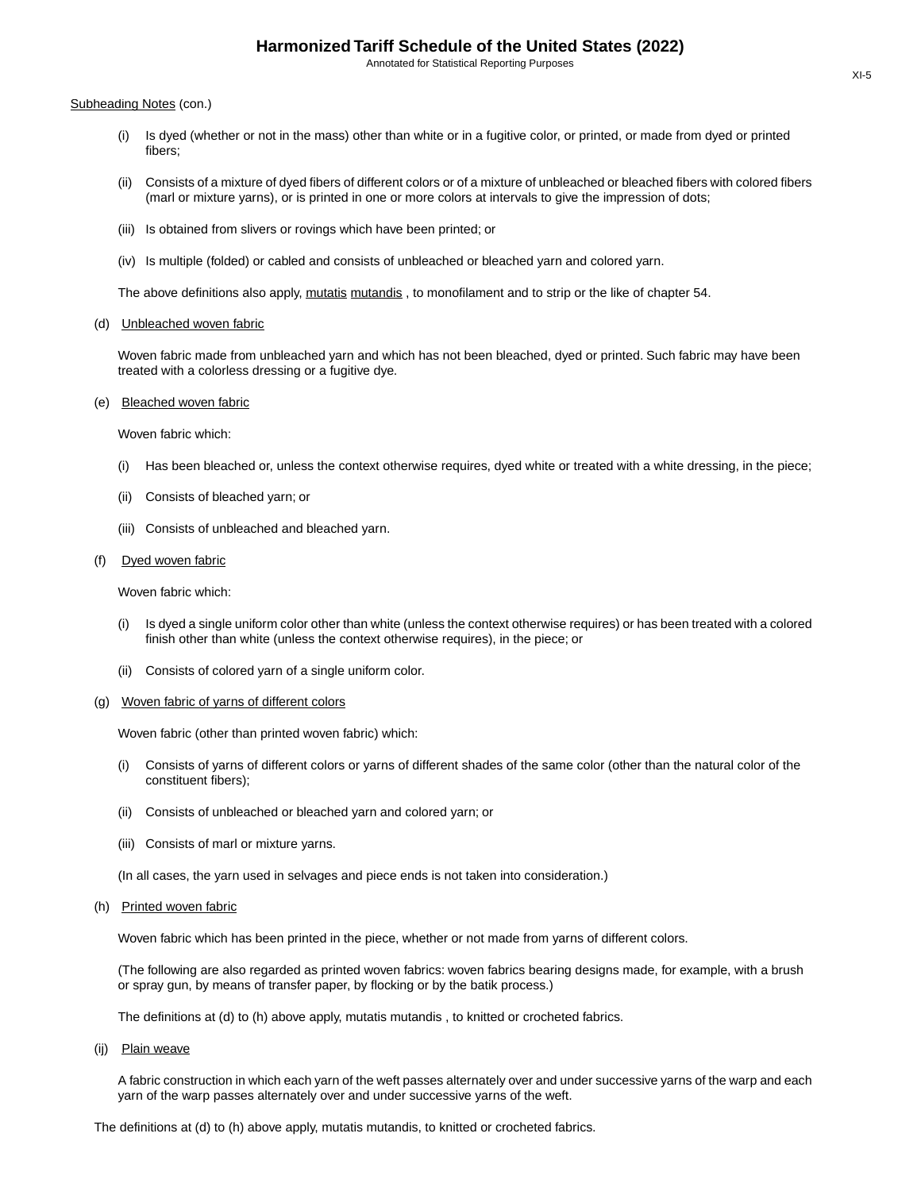Subheading Notes (con.)

(i) Is dyed (whether or not in the mass) other than white or in a fugitive color, or printed, or made from dyed or printed fibers;

(ii) Consists of a mixture of dyed fibers of different colors or of a mixture of unbleached or bleached fibers with colored fibers (marl or mixture yarns), or is printed in one or more colors at intervals to give the impression of dots;

(iii) Is obtained from slivers or rovings which have been printed; or

(iv) Is multiple (folded) or cabled and consists of unbleached or bleached yarn and colored yarn.

The above definitions also apply, mutatis mutandis , to monofilament and to strip or the like of chapter 54.

(d) Unbleached woven fabric

Woven fabric made from unbleached yarn and which has not been bleached, dyed or printed. Such fabric may have been treated with a colorless dressing or a fugitive dye.

(e) Bleached woven fabric

Woven fabric which:

(i) Has been bleached or, unless the context otherwise requires, dyed white or treated with a white dressing, in the piece;

(ii) Consists of bleached yarn; or

(iii) Consists of unbleached and bleached yarn.

(f) Dyed woven fabric

Woven fabric which:

(i) Is dyed a single uniform color other than white (unless the context otherwise requires) or has been treated with a colored finish other than white (unless the context otherwise requires), in the piece; or

(ii) Consists of colored yarn of a single uniform color.

(g) Woven fabric of yarns of different colors

Woven fabric (other than printed woven fabric) which:

(i) Consists of yarns of different colors or yarns of different shades of the same color (other than the natural color of the constituent fibers);

(ii) Consists of unbleached or bleached yarn and colored yarn; or

(iii) Consists of marl or mixture yarns.

(In all cases, the yarn used in selvages and piece ends is not taken into consideration.)

(h) Printed woven fabric

Woven fabric which has been printed in the piece, whether or not made from yarns of different colors.

(The following are also regarded as printed woven fabrics: woven fabrics bearing designs made, for example, with a brush or spray gun, by means of transfer paper, by flocking or by the batik process.)

The definitions at (d) to (h) above apply, mutatis mutandis , to knitted or crocheted fabrics.

(ij) Plain weave

A fabric construction in which each yarn of the weft passes alternately over and under successive yarns of the warp and each yarn of the warp passes alternately over and under successive yarns of the weft.

The definitions at (d) to (h) above apply, mutatis mutandis, to knitted or crocheted fabrics.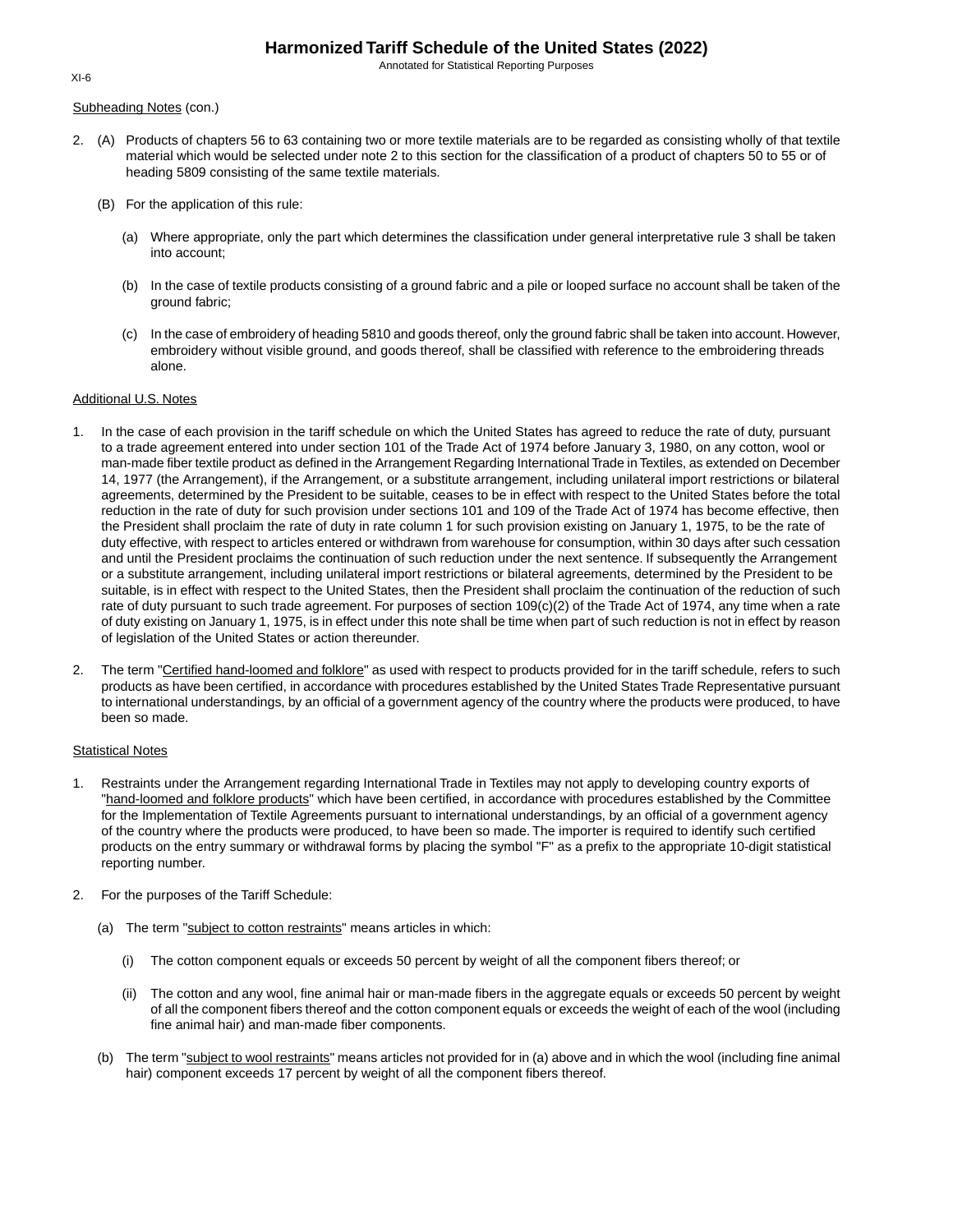Subheading Notes (con.)

2. (A) Products of chapters 56 to 63 containing two or more textile materials are to be regarded as consisting wholly of that textile material which would be selected under note 2 to this section for the classification of a product of chapters 50 to 55 or of heading 5809 consisting of the same textile materials.

   (B) For the application of this rule:

      (a) Where appropriate, only the part which determines the classification under general interpretative rule 3 shall be taken into account;

      (b) In the case of textile products consisting of a ground fabric and a pile or looped surface no account shall be taken of the ground fabric;

      (c) In the case of embroidery of heading 5810 and goods thereof, only the ground fabric shall be taken into account. However, embroidery without visible ground, and goods thereof, shall be classified with reference to the embroidering threads alone.

Additional U.S. Notes

1. In the case of each provision in the tariff schedule on which the United States has agreed to reduce the rate of duty, pursuant to a trade agreement entered into under section 101 of the Trade Act of 1974 before January 3, 1980, on any cotton, wool or man-made fiber textile product as defined in the Arrangement Regarding International Trade in Textiles, as extended on December 14, 1977 (the Arrangement), if the Arrangement, or a substitute arrangement, including unilateral import restrictions or bilateral agreements, determined by the President to be suitable, ceases to be in effect with respect to the United States before the total reduction in the rate of duty for such provision under sections 101 and 109 of the Trade Act of 1974 has become effective, then the President shall proclaim the rate of duty in rate column 1 for such provision existing on January 1, 1975, to be the rate of duty effective, with respect to articles entered or withdrawn from warehouse for consumption, within 30 days after such cessation and until the President proclaims the continuation of such reduction under the next sentence. If subsequently the Arrangement or a substitute arrangement, including unilateral import restrictions or bilateral agreements, determined by the President to be suitable, is in effect with respect to the United States, then the President shall proclaim the continuation of the reduction of such rate of duty pursuant to such trade agreement. For purposes of section 109(c)(2) of the Trade Act of 1974, any time when a rate of duty existing on January 1, 1975, is in effect under this note shall be time when part of such reduction is not in effect by reason of legislation of the United States or action thereunder.

2. The term "Certified hand-loomed and folklore" as used with respect to products provided for in the tariff schedule, refers to such products as have been certified, in accordance with procedures established by the United States Trade Representative pursuant to international understandings, by an official of a government agency of the country where the products were produced, to have been so made.

Statistical Notes

1. Restraints under the Arrangement regarding International Trade in Textiles may not apply to developing country exports of "hand-loomed and folklore products" which have been certified, in accordance with procedures established by the Committee for the Implementation of Textile Agreements pursuant to international understandings, by an official of a government agency of the country where the products were produced, to have been so made. The importer is required to identify such certified products on the entry summary or withdrawal forms by placing the symbol "F" as a prefix to the appropriate 10-digit statistical reporting number.

2. For the purposes of the Tariff Schedule:

   (a) The term "subject to cotton restraints" means articles in which:

      (i) The cotton component equals or exceeds 50 percent by weight of all the component fibers thereof; or

      (ii) The cotton and any wool, fine animal hair or man-made fibers in the aggregate equals or exceeds 50 percent by weight of all the component fibers thereof and the cotton component equals or exceeds the weight of each of the wool (including fine animal hair) and man-made fiber components.

   (b) The term "subject to wool restraints" means articles not provided for in (a) above and in which the wool (including fine animal hair) component exceeds 17 percent by weight of all the component fibers thereof.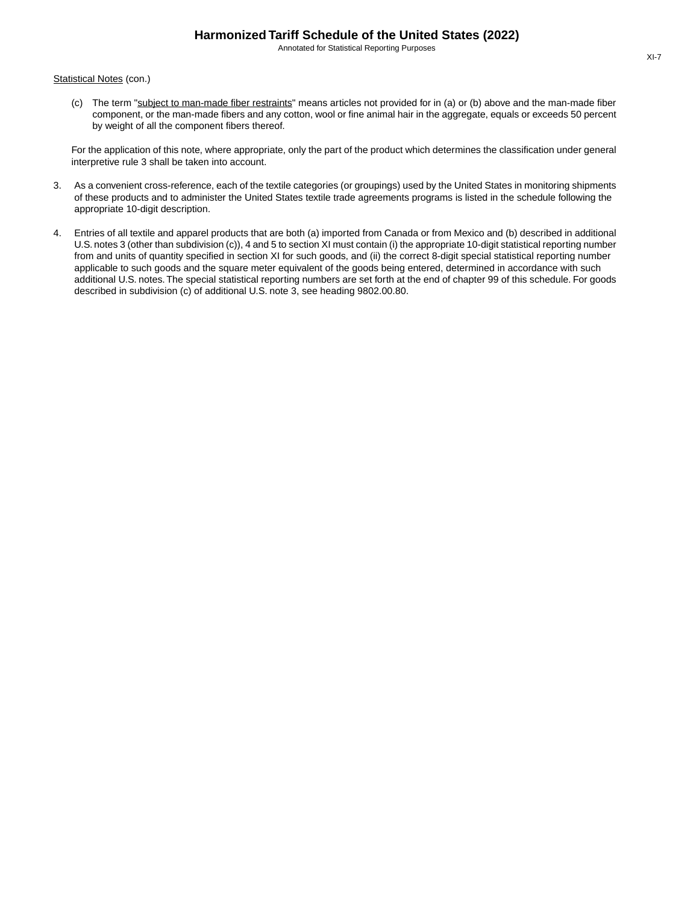Statistical Notes (con.)

(c) The term "subject to man-made fiber restraints" means articles not provided for in (a) or (b) above and the man-made fiber component, or the man-made fibers and any cotton, wool or fine animal hair in the aggregate, equals or exceeds 50 percent by weight of all the component fibers thereof.

For the application of this note, where appropriate, only the part of the product which determines the classification under general interpretive rule 3 shall be taken into account.

3. As a convenient cross-reference, each of the textile categories (or groupings) used by the United States in monitoring shipments of these products and to administer the United States textile trade agreements programs is listed in the schedule following the appropriate 10-digit description.

4. Entries of all textile and apparel products that are both (a) imported from Canada or from Mexico and (b) described in additional U.S. notes 3 (other than subdivision (c)), 4 and 5 to section XI must contain (i) the appropriate 10-digit statistical reporting number from and units of quantity specified in section XI for such goods, and (ii) the correct 8-digit special statistical reporting number applicable to such goods and the square meter equivalent of the goods being entered, determined in accordance with such additional U.S. notes. The special statistical reporting numbers are set forth at the end of chapter 99 of this schedule. For goods described in subdivision (c) of additional U.S. note 3, see heading 9802.00.80.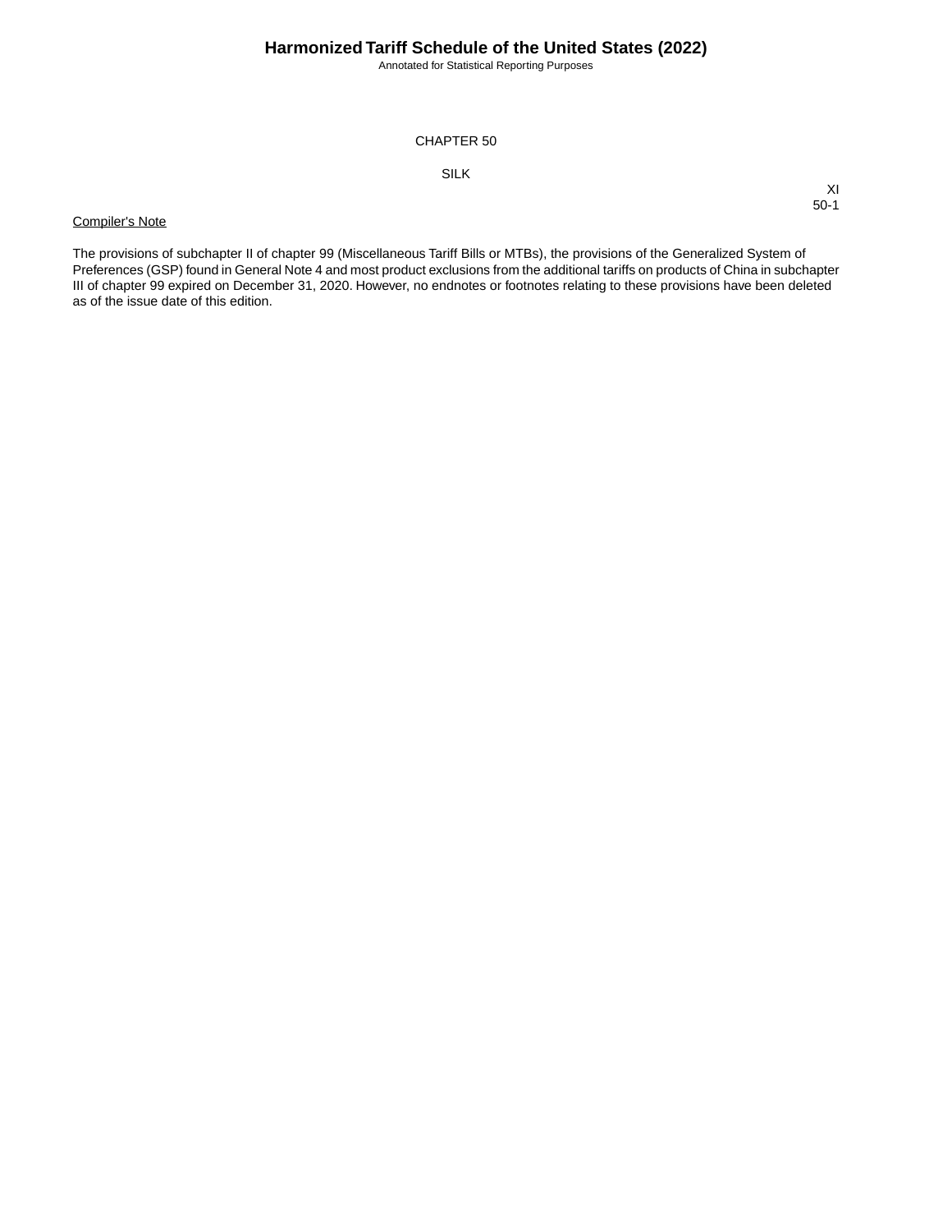CHAPTER 50

SILK

Compiler's Note

The provisions of subchapter II of chapter 99 (Miscellaneous Tariff Bills or MTBs), the provisions of the Generalized System of Preferences (GSP) found in General Note 4 and most product exclusions from the additional tariffs on products of China in subchapter III of chapter 99 expired on December 31, 2020. However, no endnotes or footnotes relating to these provisions have been deleted as of the issue date of this edition.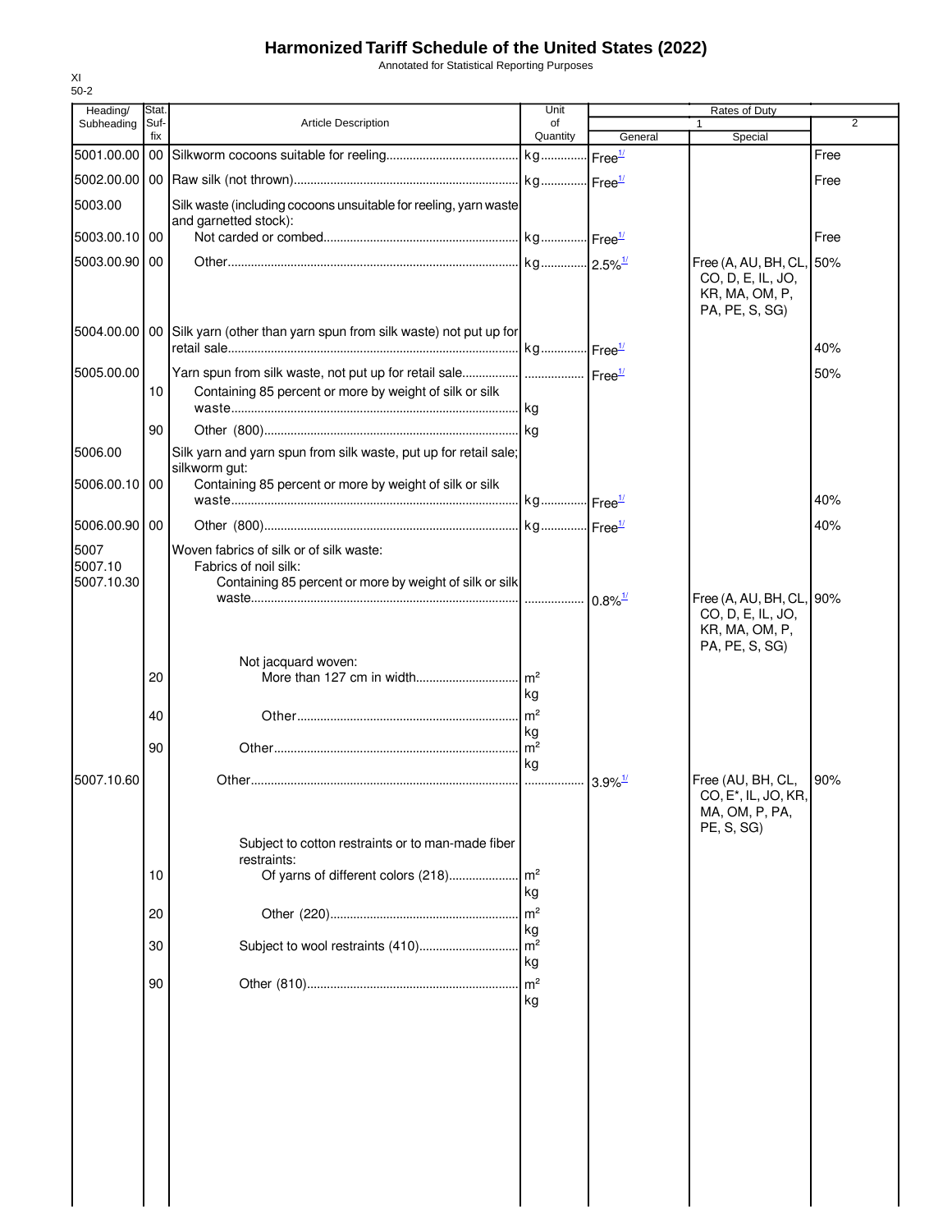# Harmonized Tariff Schedule of the United States (2022)

Annotated for Statistical Reporting Purposes

XI
50-2

| Heading/ Subheading | Stat. Suf- fix | Article Description | Unit of Quantity | Rates of Duty 1 General | Special | 2 |
|---|---|---|---|---|---|---|
| 5001.00.00 | 00 | Silkworm cocoons suitable for reeling | kg | Free[1/] | | Free |
| 5002.00.00 | 00 | Raw silk (not thrown) | kg | Free[1/] | | Free |
| 5003.00 | | Silk waste (including cocoons unsuitable for reeling, yarn waste and garnetted stock): | | | | |
| 5003.00.10 | 00 | Not carded or combed | kg | Free[1/] | | Free |
| 5003.00.90 | 00 | Other | kg | 2.5%[1/] | Free (A, AU, BH, CL, CO, D, E, IL, JO, KR, MA, OM, P, PA, PE, S, SG) | 50% |
| 5004.00.00 | 00 | Silk yarn (other than yarn spun from silk waste) not put up for retail sale | kg | Free[1/] | | 40% |
| 5005.00.00 | | Yarn spun from silk waste, not put up for retail sale | | Free[1/] | | 50% |
| | 10 | Containing 85 percent or more by weight of silk or silk waste | kg | | | |
| | 90 | Other (800) | kg | | | |
| 5006.00 | | Silk yarn and yarn spun from silk waste, put up for retail sale; silkworm gut: | | | | |
| 5006.00.10 | 00 | Containing 85 percent or more by weight of silk or silk waste | kg | Free[1/] | | 40% |
| 5006.00.90 | 00 | Other (800) | kg | Free[1/] | | 40% |
| 5007 | | Woven fabrics of silk or of silk waste: | | | | |
| 5007.10 | | Fabrics of noil silk: | | | | |
| 5007.10.30 | | Containing 85 percent or more by weight of silk or silk waste | | 0.8%[1/] | Free (A, AU, BH, CL, CO, D, E, IL, JO, KR, MA, OM, P, PA, PE, S, SG) | 90% |
| | | Not jacquard woven: | | | | |
| | 20 | More than 127 cm in width | m² kg | | | |
| | 40 | Other | m² kg | | | |
| | 90 | Other | m² kg | | | |
| 5007.10.60 | | Other | | 3.9%[1/] | Free (AU, BH, CL, CO, E*, IL, JO, KR, MA, OM, P, PA, PE, S, SG) | 90% |
| | | Subject to cotton restraints or to man-made fiber restraints: | | | | |
| | 10 | Of yarns of different colors (218) | m² kg | | | |
| | 20 | Other (220) | m² kg | | | |
| | 30 | Subject to wool restraints (410) | m² kg | | | |
| | 90 | Other (810) | m² kg | | | |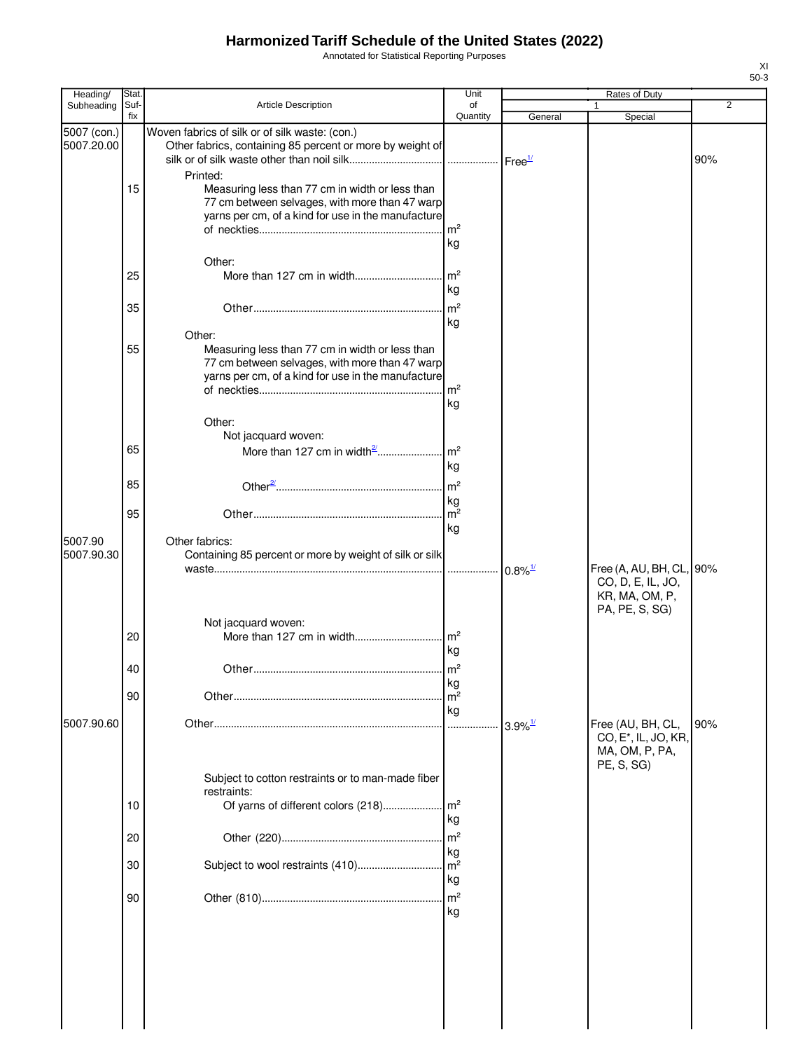# Harmonized Tariff Schedule of the United States (2022)

Annotated for Statistical Reporting Purposes

XI
50-3

| Heading/ Subheading | Stat. Suf- fix | Article Description | Unit of Quantity | Rates of Duty 1 General | Rates of Duty 1 Special | Rates of Duty 2 |
|---|---|---|---|---|---|---|
| 5007 (con.) | | Woven fabrics of silk or of silk waste: (con.) | | | | |
| 5007.20.00 | | Other fabrics, containing 85 percent or more by weight of silk or of silk waste other than noil silk | | Free[1/] | | 90% |
| | | Printed: | | | | |
| | 15 | Measuring less than 77 cm in width or less than 77 cm between selvages, with more than 47 warp yarns per cm, of a kind for use in the manufacture of neckties | $m^2$ kg | | | |
| | | Other: | | | | |
| | 25 | More than 127 cm in width | $m^2$ kg | | | |
| | 35 | Other | $m^2$ kg | | | |
| | | Other: | | | | |
| | 55 | Measuring less than 77 cm in width or less than 77 cm between selvages, with more than 47 warp yarns per cm, of a kind for use in the manufacture of neckties | $m^2$ kg | | | |
| | | Other: | | | | |
| | | Not jacquard woven: | | | | |
| | 65 | More than 127 cm in width[2/] | $m^2$ kg | | | |
| | 85 | Other[2/] | $m^2$ kg | | | |
| | 95 | Other | $m^2$ kg | | | |
| 5007.90 | | Other fabrics: | | | | |
| 5007.90.30 | | Containing 85 percent or more by weight of silk or silk waste | | 0.8%[1/] | Free (A, AU, BH, CL, CO, D, E, IL, JO, KR, MA, OM, P, PA, PE, S, SG) | 90% |
| | | Not jacquard woven: | | | | |
| | 20 | More than 127 cm in width | $m^2$ kg | | | |
| | 40 | Other | $m^2$ kg | | | |
| | 90 | Other | $m^2$ kg | | | |
| 5007.90.60 | | Other | | 3.9%[1/] | Free (AU, BH, CL, CO, E*, IL, JO, KR, MA, OM, P, PA, PE, S, SG) | 90% |
| | | Subject to cotton restraints or to man-made fiber restraints: | | | | |
| | 10 | Of yarns of different colors (218) | $m^2$ kg | | | |
| | 20 | Other (220) | $m^2$ kg | | | |
| | 30 | Subject to wool restraints (410) | $m^2$ kg | | | |
| | 90 | Other (810) | $m^2$ kg | | | |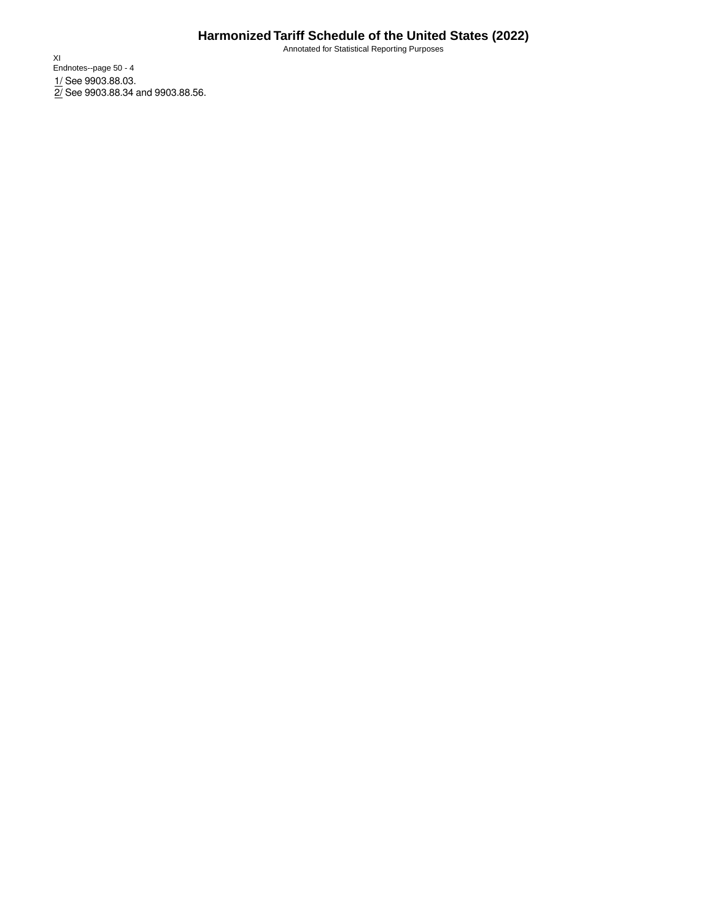1/ See 9903.88.03.

2/ See 9903.88.34 and 9903.88.56.